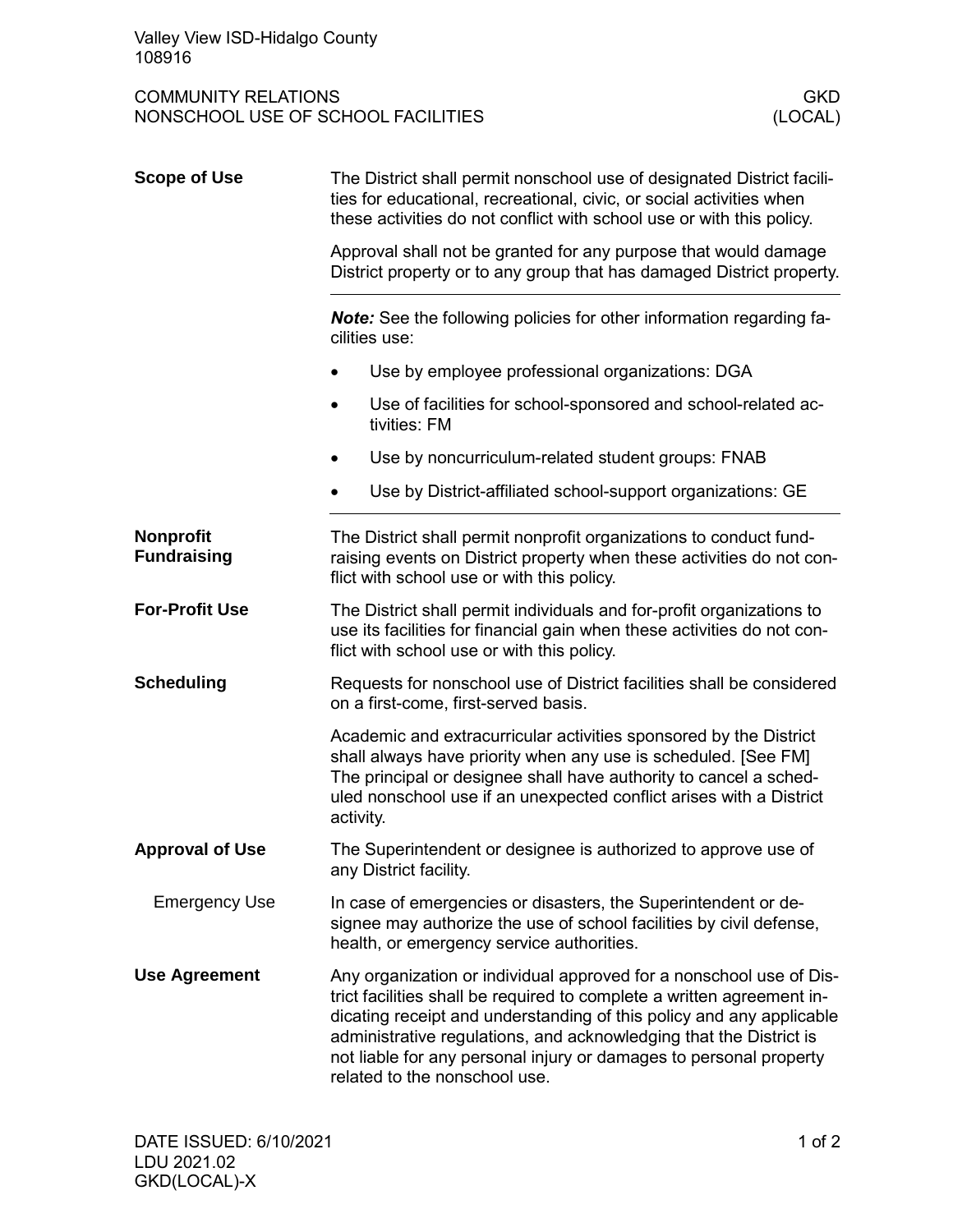Valley View ISD-Hidalgo County
108916

COMMUNITY RELATIONS — GKD
NONSCHOOL USE OF SCHOOL FACILITIES — (LOCAL)

## Scope of Use

The District shall permit nonschool use of designated District facilities for educational, recreational, civic, or social activities when these activities do not conflict with school use or with this policy.

Approval shall not be granted for any purpose that would damage District property or to any group that has damaged District property.

---

***Note:*** See the following policies for other information regarding facilities use:

- Use by employee professional organizations: DGA
- Use of facilities for school-sponsored and school-related activities: FM
- Use by noncurriculum-related student groups: FNAB
- Use by District-affiliated school-support organizations: GE

---

## Nonprofit Fundraising

The District shall permit nonprofit organizations to conduct fundraising events on District property when these activities do not conflict with school use or with this policy.

## For-Profit Use

The District shall permit individuals and for-profit organizations to use its facilities for financial gain when these activities do not conflict with school use or with this policy.

## Scheduling

Requests for nonschool use of District facilities shall be considered on a first-come, first-served basis.

Academic and extracurricular activities sponsored by the District shall always have priority when any use is scheduled. [See FM] The principal or designee shall have authority to cancel a scheduled nonschool use if an unexpected conflict arises with a District activity.

## Approval of Use

The Superintendent or designee is authorized to approve use of any District facility.

### Emergency Use

In case of emergencies or disasters, the Superintendent or designee may authorize the use of school facilities by civil defense, health, or emergency service authorities.

## Use Agreement

Any organization or individual approved for a nonschool use of District facilities shall be required to complete a written agreement indicating receipt and understanding of this policy and any applicable administrative regulations, and acknowledging that the District is not liable for any personal injury or damages to personal property related to the nonschool use.

DATE ISSUED: 6/10/2021
LDU 2021.02
GKD(LOCAL)-X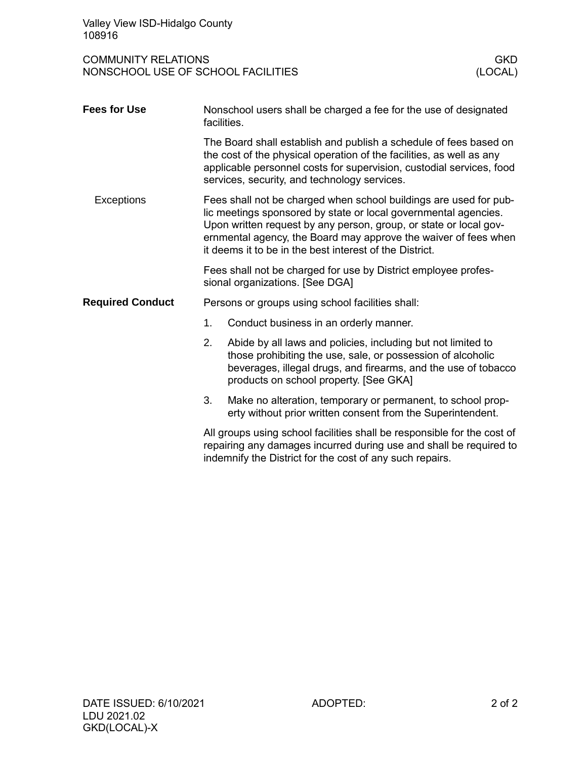## Fees for Use

Nonschool users shall be charged a fee for the use of designated facilities.

The Board shall establish and publish a schedule of fees based on the cost of the physical operation of the facilities, as well as any applicable personnel costs for supervision, custodial services, food services, security, and technology services.

### Exceptions

Fees shall not be charged when school buildings are used for public meetings sponsored by state or local governmental agencies. Upon written request by any person, group, or state or local governmental agency, the Board may approve the waiver of fees when it deems it to be in the best interest of the District.

Fees shall not be charged for use by District employee professional organizations. [See DGA]

## Required Conduct

Persons or groups using school facilities shall:

1. Conduct business in an orderly manner.
2. Abide by all laws and policies, including but not limited to those prohibiting the use, sale, or possession of alcoholic beverages, illegal drugs, and firearms, and the use of tobacco products on school property. [See GKA]
3. Make no alteration, temporary or permanent, to school property without prior written consent from the Superintendent.

All groups using school facilities shall be responsible for the cost of repairing any damages incurred during use and shall be required to indemnify the District for the cost of any such repairs.